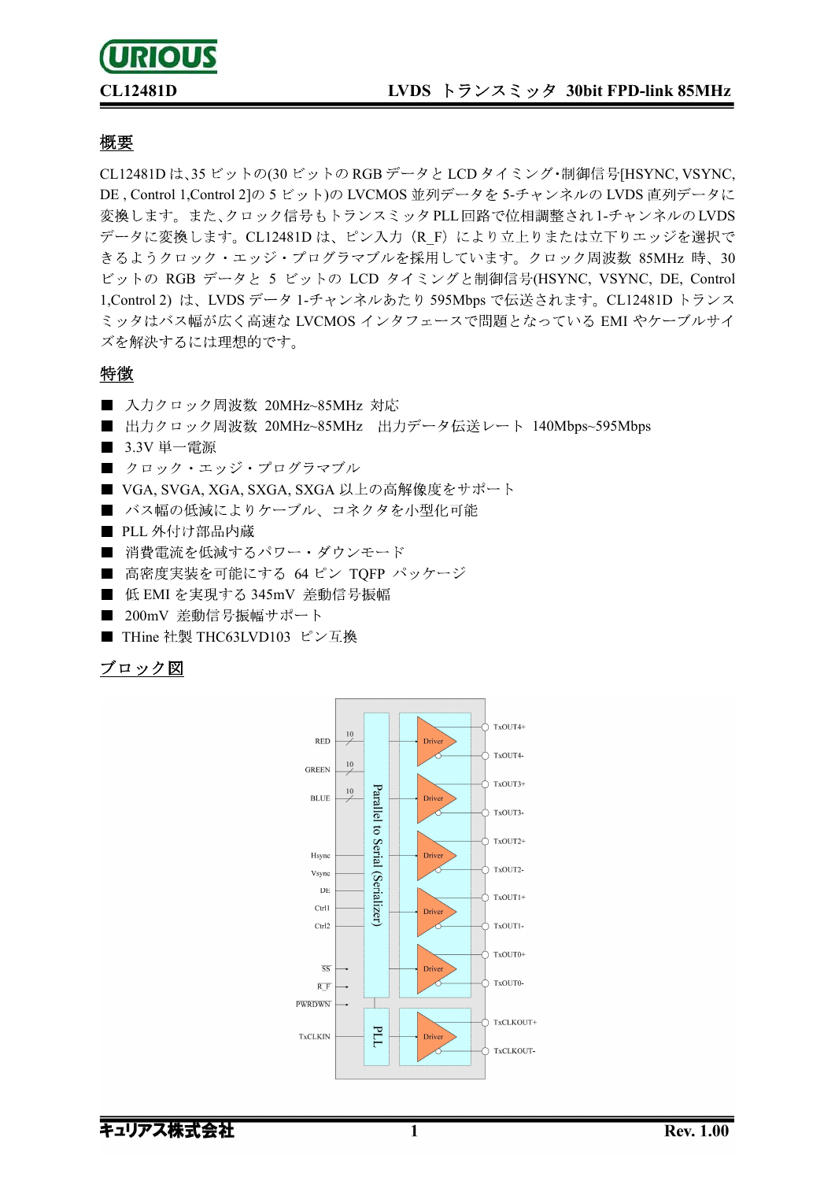# CL12481D　　LVDS トランスミッタ 30bit FPD-link 85MHz

## 概要

CL12481D は､35 ビットの(30 ビットの RGB データと LCD タイミング･制御信号[HSYNC, VSYNC, DE , Control 1,Control 2]の 5 ビット)の LVCMOS 並列データを 5-チャンネルの LVDS 直列データに変換します。また､クロック信号もトランスミッタ PLL 回路で位相調整され 1-チャンネルの LVDS データに変換します。CL12481D は、ピン入力（R_F）により立上りまたは立下りエッジを選択できるようクロック・エッジ・プログラマブルを採用しています。クロック周波数 85MHz 時、30 ビットの RGB データと 5 ビットの LCD タイミングと制御信号(HSYNC, VSYNC, DE, Control 1,Control 2) は、LVDS データ 1-チャンネルあたり 595Mbps で伝送されます。CL12481D トランスミッタはバス幅が広く高速な LVCMOS インタフェースで問題となっている EMI やケーブルサイズを解決するには理想的です。

## 特徴

- 入力クロック周波数 20MHz~85MHz 対応
- 出力クロック周波数 20MHz~85MHz　出力データ伝送レート 140Mbps~595Mbps
- 3.3V 単一電源
- クロック・エッジ・プログラマブル
- VGA, SVGA, XGA, SXGA, SXGA 以上の高解像度をサポート
- バス幅の低減によりケーブル、コネクタを小型化可能
- PLL 外付け部品内蔵
- 消費電流を低減するパワー・ダウンモード
- 高密度実装を可能にする 64 ピン TQFP パッケージ
- 低 EMI を実現する 345mV 差動信号振幅
- 200mV 差動信号振幅サポート
- THine 社製 THC63LVD103 ピン互換

## ブロック図

RED (10) / GREEN (10) / BLUE (10) / Hsync / Vsync / DE / Ctrl1 / Ctrl2 → Parallel to Serial (Serializer) → Driver → TxOUT4+ / TxOUT4- / TxOUT3+ / TxOUT3- / TxOUT2+ / TxOUT2- / TxOUT1+ / TxOUT1- / TxOUT0+ / TxOUT0-

SS / R_F / PWRDWN

TxCLKIN → PLL → Driver → TxCLKOUT+ / TxCLKOUT-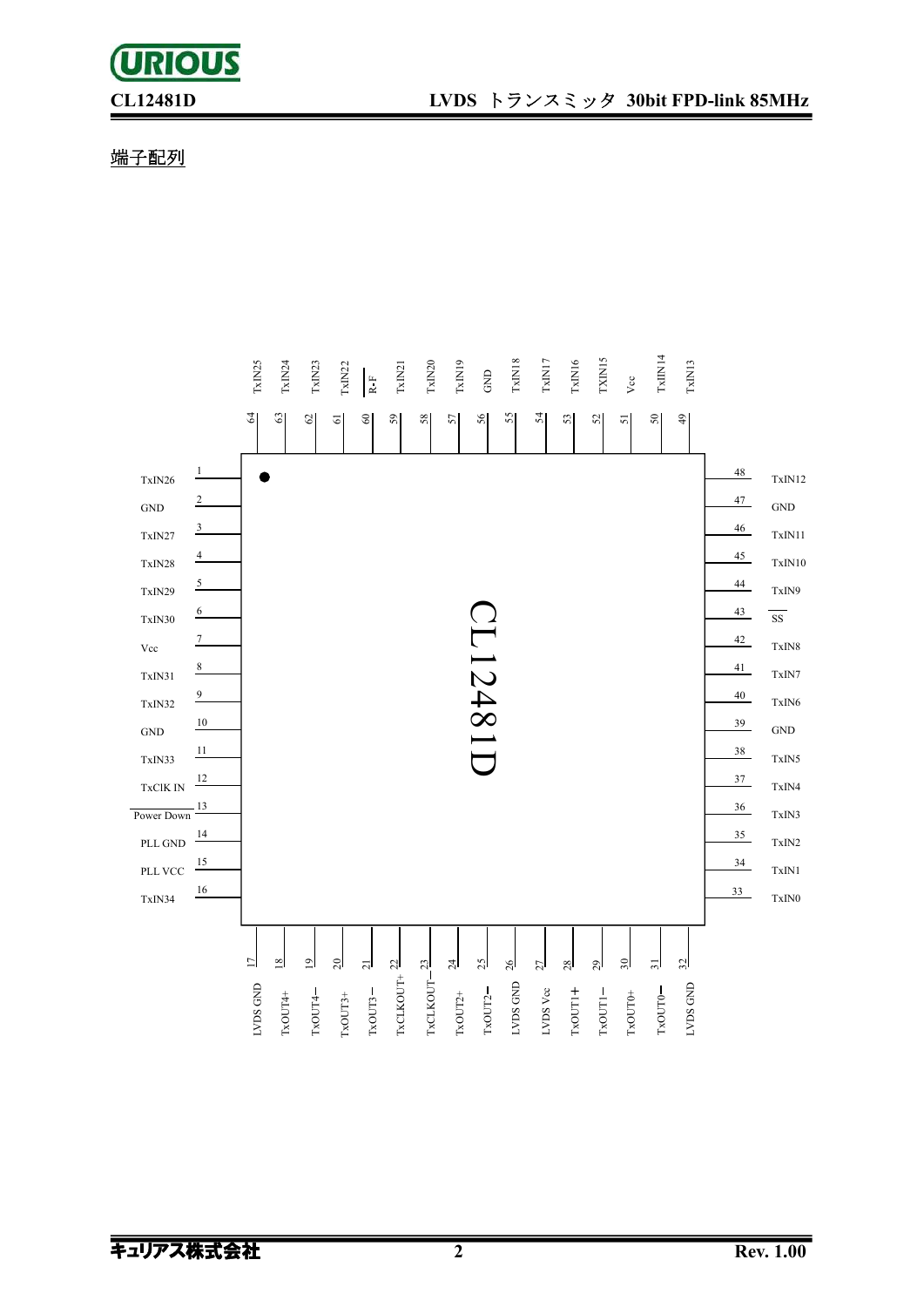端子配列

| Pin | Name | Pin | Name |
|---|---|---|---|
| 1 | TxIN26 | 33 | TxIN0 |
| 2 | GND | 34 | TxIN1 |
| 3 | TxIN27 | 35 | TxIN2 |
| 4 | TxIN28 | 36 | TxIN3 |
| 5 | TxIN29 | 37 | TxIN4 |
| 6 | TxIN30 | 38 | TxIN5 |
| 7 | Vcc | 39 | GND |
| 8 | TxIN31 | 40 | TxIN6 |
| 9 | TxIN32 | 41 | TxIN7 |
| 10 | GND | 42 | TxIN8 |
| 11 | TxIN33 | 43 | $\overline{SS}$ |
| 12 | TxClK IN | 44 | TxIN9 |
| 13 | $\overline{\text{Power Down}}$ | 45 | TxIN10 |
| 14 | PLL GND | 46 | TxIN11 |
| 15 | PLL VCC | 47 | GND |
| 16 | TxIN34 | 48 | TxIN12 |
| 17 | LVDS GND | 49 | TxIN13 |
| 18 | TxOUT4+ | 50 | TxIN14 |
| 19 | TxOUT4− | 51 | Vcc |
| 20 | TxOUT3+ | 52 | TXIN15 |
| 21 | TxOUT3− | 53 | TxIN16 |
| 22 | TxCLKOUT+ | 54 | TxIN17 |
| 23 | TxCLKOUT− | 55 | TxIN18 |
| 24 | TxOUT2+ | 56 | GND |
| 25 | TxOUT2− | 57 | TxIN19 |
| 26 | LVDS GND | 58 | TxIN20 |
| 27 | LVDS Vcc | 59 | TxIN21 |
| 28 | TxOUT1+ | 60 | $\overline{\text{R-F}}$ |
| 29 | TxOUT1− | 61 | TxIN22 |
| 30 | TxOUT0+ | 62 | TxIN23 |
| 31 | TxOUT0− | 63 | TxIN24 |
| 32 | LVDS GND | 64 | TxIN25 |

CL12481D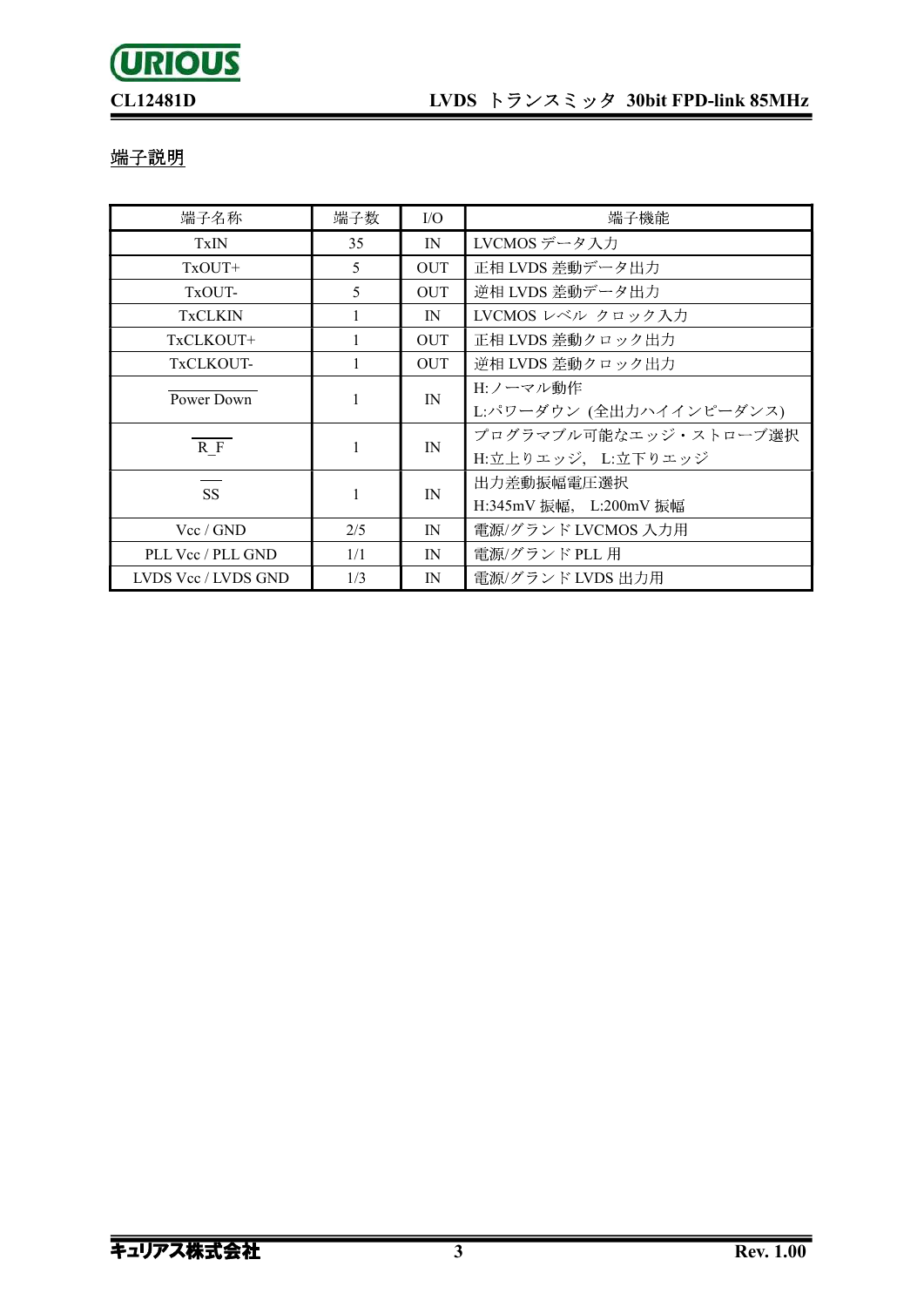## 端子説明

| 端子名称 | 端子数 | I/O | 端子機能 |
|---|---|---|---|
| TxIN | 35 | IN | LVCMOS データ入力 |
| TxOUT+ | 5 | OUT | 正相 LVDS 差動データ出力 |
| TxOUT- | 5 | OUT | 逆相 LVDS 差動データ出力 |
| TxCLKIN | 1 | IN | LVCMOS レベル クロック入力 |
| TxCLKOUT+ | 1 | OUT | 正相 LVDS 差動クロック出力 |
| TxCLKOUT- | 1 | OUT | 逆相 LVDS 差動クロック出力 |
| $\overline{\text{Power Down}}$ | 1 | IN | H:ノーマル動作<br>L:パワーダウン (全出力ハイインピーダンス) |
| $\overline{\text{R\_F}}$ | 1 | IN | プログラマブル可能なエッジ・ストローブ選択<br>H:立上りエッジ, L:立下りエッジ |
| $\overline{\text{SS}}$ | 1 | IN | 出力差動振幅電圧選択<br>H:345mV 振幅, L:200mV 振幅 |
| Vcc / GND | 2/5 | IN | 電源/グランド LVCMOS 入力用 |
| PLL Vcc / PLL GND | 1/1 | IN | 電源/グランド PLL 用 |
| LVDS Vcc / LVDS GND | 1/3 | IN | 電源/グランド LVDS 出力用 |